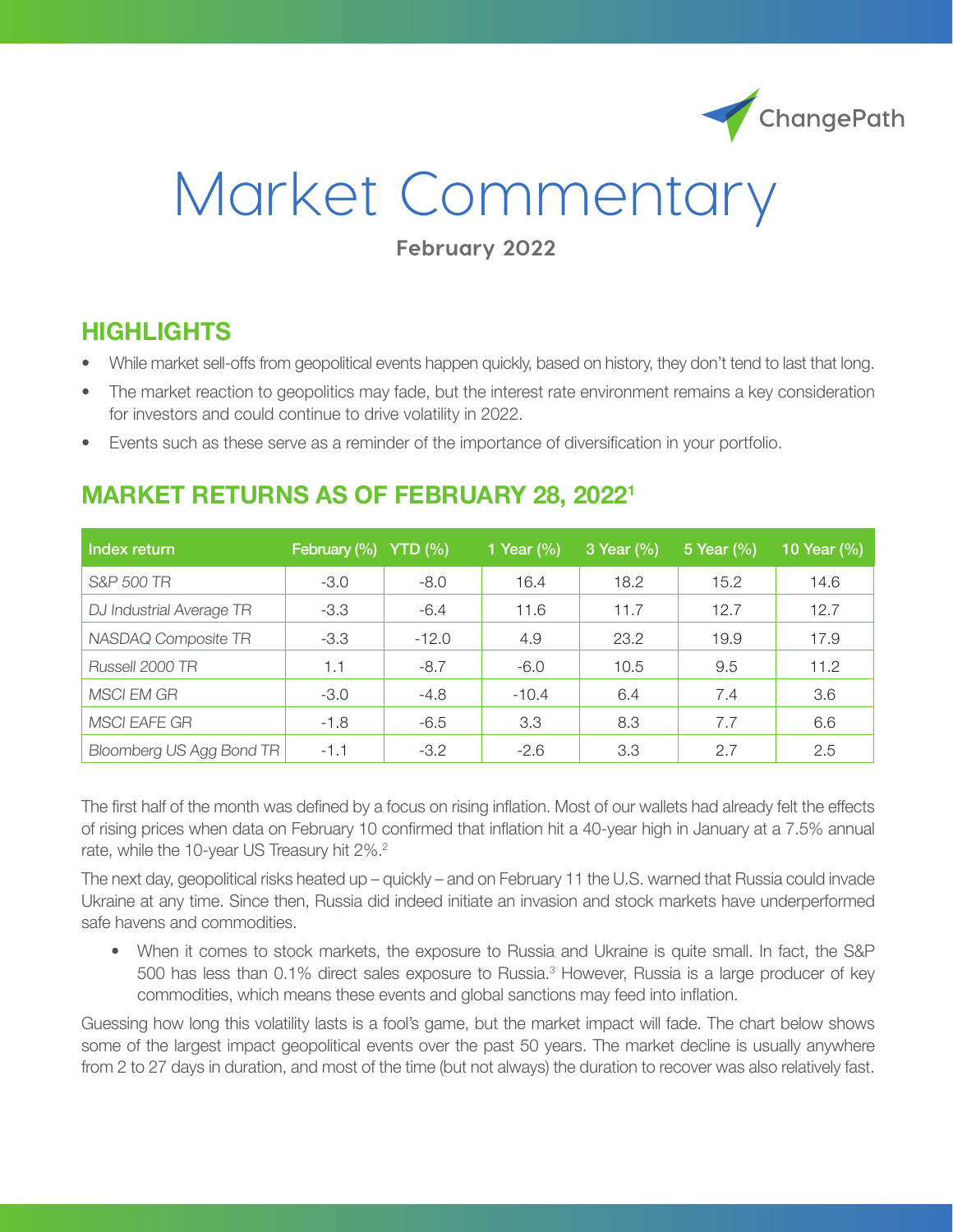# Market Commentary

**February 2022**

## HIGHLIGHTS

- While market sell-offs from geopolitical events happen quickly, based on history, they don't tend to last that long.
- The market reaction to geopolitics may fade, but the interest rate environment remains a key consideration for investors and could continue to drive volatility in 2022.
- Events such as these serve as a reminder of the importance of diversification in your portfolio.

## MARKET RETURNS AS OF FEBRUARY 28, 2022[1]

| Index return | February (%) | YTD (%) | 1 Year (%) | 3 Year (%) | 5 Year (%) | 10 Year (%) |
|---|---|---|---|---|---|---|
| *S&P 500 TR* | -3.0 | -8.0 | 16.4 | 18.2 | 15.2 | 14.6 |
| *DJ Industrial Average TR* | -3.3 | -6.4 | 11.6 | 11.7 | 12.7 | 12.7 |
| *NASDAQ Composite TR* | -3.3 | -12.0 | 4.9 | 23.2 | 19.9 | 17.9 |
| *Russell 2000 TR* | 1.1 | -8.7 | -6.0 | 10.5 | 9.5 | 11.2 |
| *MSCI EM GR* | -3.0 | -4.8 | -10.4 | 6.4 | 7.4 | 3.6 |
| *MSCI EAFE GR* | -1.8 | -6.5 | 3.3 | 8.3 | 7.7 | 6.6 |
| *Bloomberg US Agg Bond TR* | -1.1 | -3.2 | -2.6 | 3.3 | 2.7 | 2.5 |

The first half of the month was defined by a focus on rising inflation. Most of our wallets had already felt the effects of rising prices when data on February 10 confirmed that inflation hit a 40-year high in January at a 7.5% annual rate, while the 10-year US Treasury hit 2%.[2]

The next day, geopolitical risks heated up – quickly – and on February 11 the U.S. warned that Russia could invade Ukraine at any time. Since then, Russia did indeed initiate an invasion and stock markets have underperformed safe havens and commodities.

- When it comes to stock markets, the exposure to Russia and Ukraine is quite small. In fact, the S&P 500 has less than 0.1% direct sales exposure to Russia.[3] However, Russia is a large producer of key commodities, which means these events and global sanctions may feed into inflation.

Guessing how long this volatility lasts is a fool's game, but the market impact will fade. The chart below shows some of the largest impact geopolitical events over the past 50 years. The market decline is usually anywhere from 2 to 27 days in duration, and most of the time (but not always) the duration to recover was also relatively fast.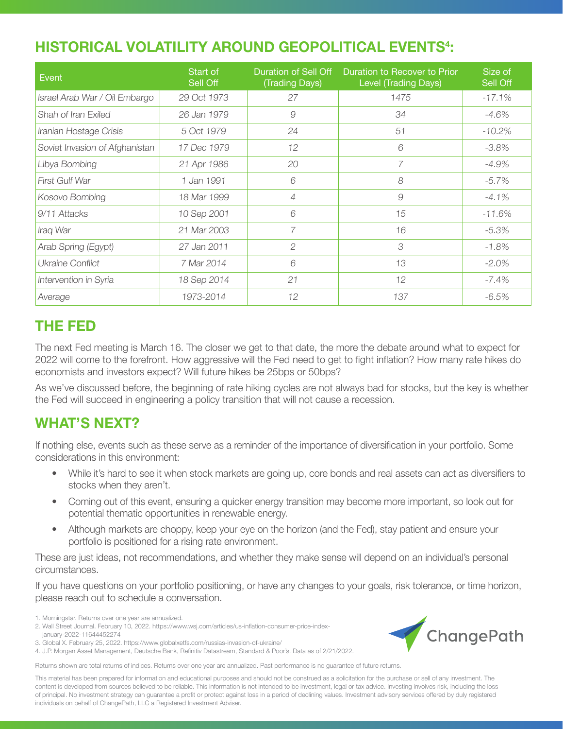## HISTORICAL VOLATILITY AROUND GEOPOLITICAL EVENTS[4]:

| Event | Start of Sell Off | Duration of Sell Off (Trading Days) | Duration to Recover to Prior Level (Trading Days) | Size of Sell Off |
|---|---|---|---|---|
| *Israel Arab War / Oil Embargo* | *29 Oct 1973* | *27* | *1475* | *-17.1%* |
| *Shah of Iran Exiled* | *26 Jan 1979* | *9* | *34* | *-4.6%* |
| *Iranian Hostage Crisis* | *5 Oct 1979* | *24* | *51* | *-10.2%* |
| *Soviet Invasion of Afghanistan* | *17 Dec 1979* | *12* | *6* | *-3.8%* |
| *Libya Bombing* | *21 Apr 1986* | *20* | *7* | *-4.9%* |
| *First Gulf War* | *1 Jan 1991* | *6* | *8* | *-5.7%* |
| *Kosovo Bombing* | *18 Mar 1999* | *4* | *9* | *-4.1%* |
| *9/11 Attacks* | *10 Sep 2001* | *6* | *15* | *-11.6%* |
| *Iraq War* | *21 Mar 2003* | *7* | *16* | *-5.3%* |
| *Arab Spring (Egypt)* | *27 Jan 2011* | *2* | *3* | *-1.8%* |
| *Ukraine Conflict* | *7 Mar 2014* | *6* | *13* | *-2.0%* |
| *Intervention in Syria* | *18 Sep 2014* | *21* | *12* | *-7.4%* |
| *Average* | *1973-2014* | *12* | *137* | *-6.5%* |

## THE FED

The next Fed meeting is March 16. The closer we get to that date, the more the debate around what to expect for 2022 will come to the forefront. How aggressive will the Fed need to get to fight inflation? How many rate hikes do economists and investors expect? Will future hikes be 25bps or 50bps?

As we've discussed before, the beginning of rate hiking cycles are not always bad for stocks, but the key is whether the Fed will succeed in engineering a policy transition that will not cause a recession.

## WHAT'S NEXT?

If nothing else, events such as these serve as a reminder of the importance of diversification in your portfolio. Some considerations in this environment:

- While it's hard to see it when stock markets are going up, core bonds and real assets can act as diversifiers to stocks when they aren't.
- Coming out of this event, ensuring a quicker energy transition may become more important, so look out for potential thematic opportunities in renewable energy.
- Although markets are choppy, keep your eye on the horizon (and the Fed), stay patient and ensure your portfolio is positioned for a rising rate environment.

These are just ideas, not recommendations, and whether they make sense will depend on an individual's personal circumstances.

If you have questions on your portfolio positioning, or have any changes to your goals, risk tolerance, or time horizon, please reach out to schedule a conversation.

1. Morningstar. Returns over one year are annualized.
2. Wall Street Journal. February 10, 2022. https://www.wsj.com/articles/us-inflation-consumer-price-index-january-2022-11644452274
3. Global X. February 25, 2022. https://www.globalxetfs.com/russias-invasion-of-ukraine/
4. J.P. Morgan Asset Management, Deutsche Bank, Refinitiv Datastream, Standard & Poor's. Data as of 2/21/2022.

ChangePath

Returns shown are total returns of indices. Returns over one year are annualized. Past performance is no guarantee of future returns.

This material has been prepared for information and educational purposes and should not be construed as a solicitation for the purchase or sell of any investment. The content is developed from sources believed to be reliable. This information is not intended to be investment, legal or tax advice. Investing involves risk, including the loss of principal. No investment strategy can guarantee a profit or protect against loss in a period of declining values. Investment advisory services offered by duly registered individuals on behalf of ChangePath, LLC a Registered Investment Adviser.